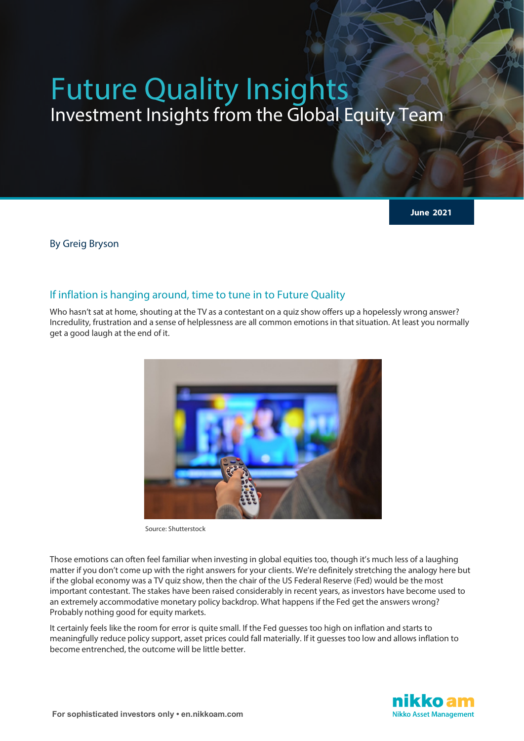# Future Quality Insights

## Investment Insights from the Global Equity Team

June 2021

By Greig Bryson

### If inflation is hanging around, time to tune in to Future Quality

Who hasn't sat at home, shouting at the TV as a contestant on a quiz show offers up a hopelessly wrong answer? Incredulity, frustration and a sense of helplessness are all common emotions in that situation. At least you normally get a good laugh at the end of it.

Source: Shutterstock

Those emotions can often feel familiar when investing in global equities too, though it's much less of a laughing matter if you don't come up with the right answers for your clients. We're definitely stretching the analogy here but if the global economy was a TV quiz show, then the chair of the US Federal Reserve (Fed) would be the most important contestant. The stakes have been raised considerably in recent years, as investors have become used to an extremely accommodative monetary policy backdrop. What happens if the Fed get the answers wrong? Probably nothing good for equity markets.

It certainly feels like the room for error is quite small. If the Fed guesses too high on inflation and starts to meaningfully reduce policy support, asset prices could fall materially. If it guesses too low and allows inflation to become entrenched, the outcome will be little better.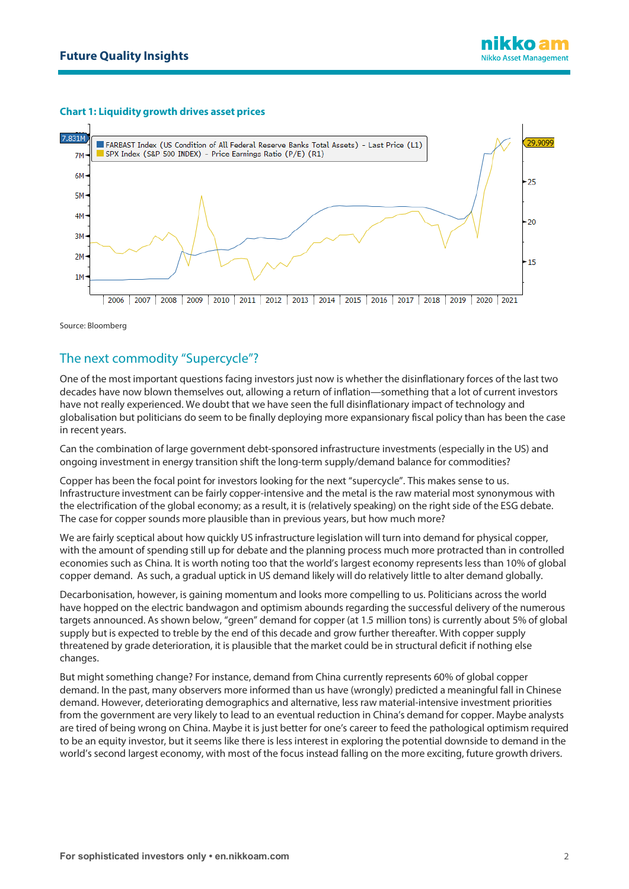**Chart 1: Liquidity growth drives asset prices**

Source: Bloomberg

## The next commodity "Supercycle"?

One of the most important questions facing investors just now is whether the disinflationary forces of the last two decades have now blown themselves out, allowing a return of inflation—something that a lot of current investors have not really experienced. We doubt that we have seen the full disinflationary impact of technology and globalisation but politicians do seem to be finally deploying more expansionary fiscal policy than has been the case in recent years.

Can the combination of large government debt-sponsored infrastructure investments (especially in the US) and ongoing investment in energy transition shift the long-term supply/demand balance for commodities?

Copper has been the focal point for investors looking for the next "supercycle". This makes sense to us. Infrastructure investment can be fairly copper-intensive and the metal is the raw material most synonymous with the electrification of the global economy; as a result, it is (relatively speaking) on the right side of the ESG debate. The case for copper sounds more plausible than in previous years, but how much more?

We are fairly sceptical about how quickly US infrastructure legislation will turn into demand for physical copper, with the amount of spending still up for debate and the planning process much more protracted than in controlled economies such as China. It is worth noting too that the world's largest economy represents less than 10% of global copper demand. As such, a gradual uptick in US demand likely will do relatively little to alter demand globally.

Decarbonisation, however, is gaining momentum and looks more compelling to us. Politicians across the world have hopped on the electric bandwagon and optimism abounds regarding the successful delivery of the numerous targets announced. As shown below, "green" demand for copper (at 1.5 million tons) is currently about 5% of global supply but is expected to treble by the end of this decade and grow further thereafter. With copper supply threatened by grade deterioration, it is plausible that the market could be in structural deficit if nothing else changes.

But might something change? For instance, demand from China currently represents 60% of global copper demand. In the past, many observers more informed than us have (wrongly) predicted a meaningful fall in Chinese demand. However, deteriorating demographics and alternative, less raw material-intensive investment priorities from the government are very likely to lead to an eventual reduction in China's demand for copper. Maybe analysts are tired of being wrong on China. Maybe it is just better for one's career to feed the pathological optimism required to be an equity investor, but it seems like there is less interest in exploring the potential downside to demand in the world's second largest economy, with most of the focus instead falling on the more exciting, future growth drivers.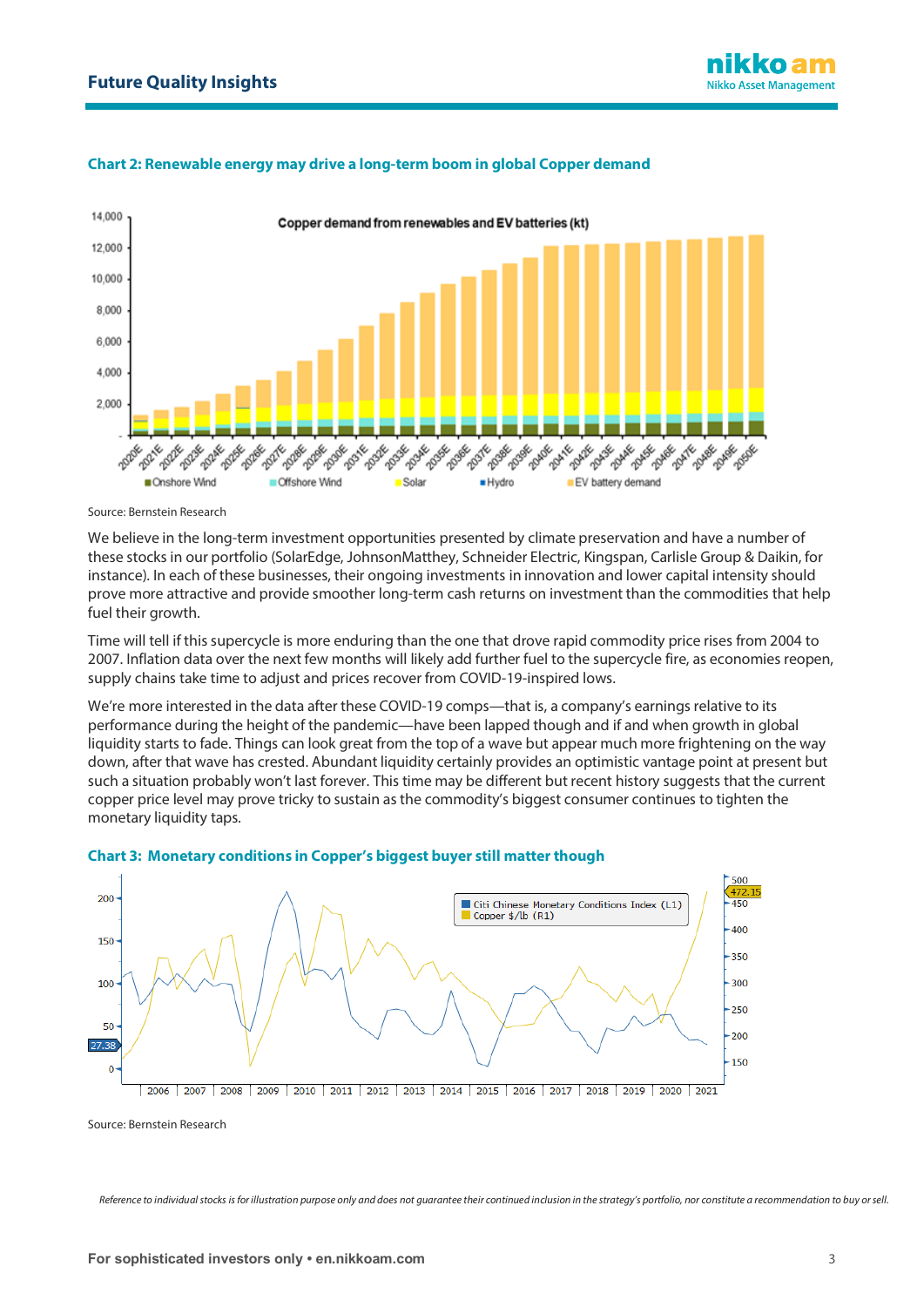**Chart 2: Renewable energy may drive a long-term boom in global Copper demand**

Source: Bernstein Research

We believe in the long-term investment opportunities presented by climate preservation and have a number of these stocks in our portfolio (SolarEdge, JohnsonMatthey, Schneider Electric, Kingspan, Carlisle Group & Daikin, for instance). In each of these businesses, their ongoing investments in innovation and lower capital intensity should prove more attractive and provide smoother long-term cash returns on investment than the commodities that help fuel their growth.

Time will tell if this supercycle is more enduring than the one that drove rapid commodity price rises from 2004 to 2007. Inflation data over the next few months will likely add further fuel to the supercycle fire, as economies reopen, supply chains take time to adjust and prices recover from COVID-19-inspired lows.

We're more interested in the data after these COVID-19 comps—that is, a company's earnings relative to its performance during the height of the pandemic—have been lapped though and if and when growth in global liquidity starts to fade. Things can look great from the top of a wave but appear much more frightening on the way down, after that wave has crested. Abundant liquidity certainly provides an optimistic vantage point at present but such a situation probably won't last forever. This time may be different but recent history suggests that the current copper price level may prove tricky to sustain as the commodity's biggest consumer continues to tighten the monetary liquidity taps.

**Chart 3: Monetary conditions in Copper's biggest buyer still matter though**

Source: Bernstein Research

*Reference to individual stocks is for illustration purpose only and does not guarantee their continued inclusion in the strategy's portfolio, nor constitute a recommendation to buy or sell.*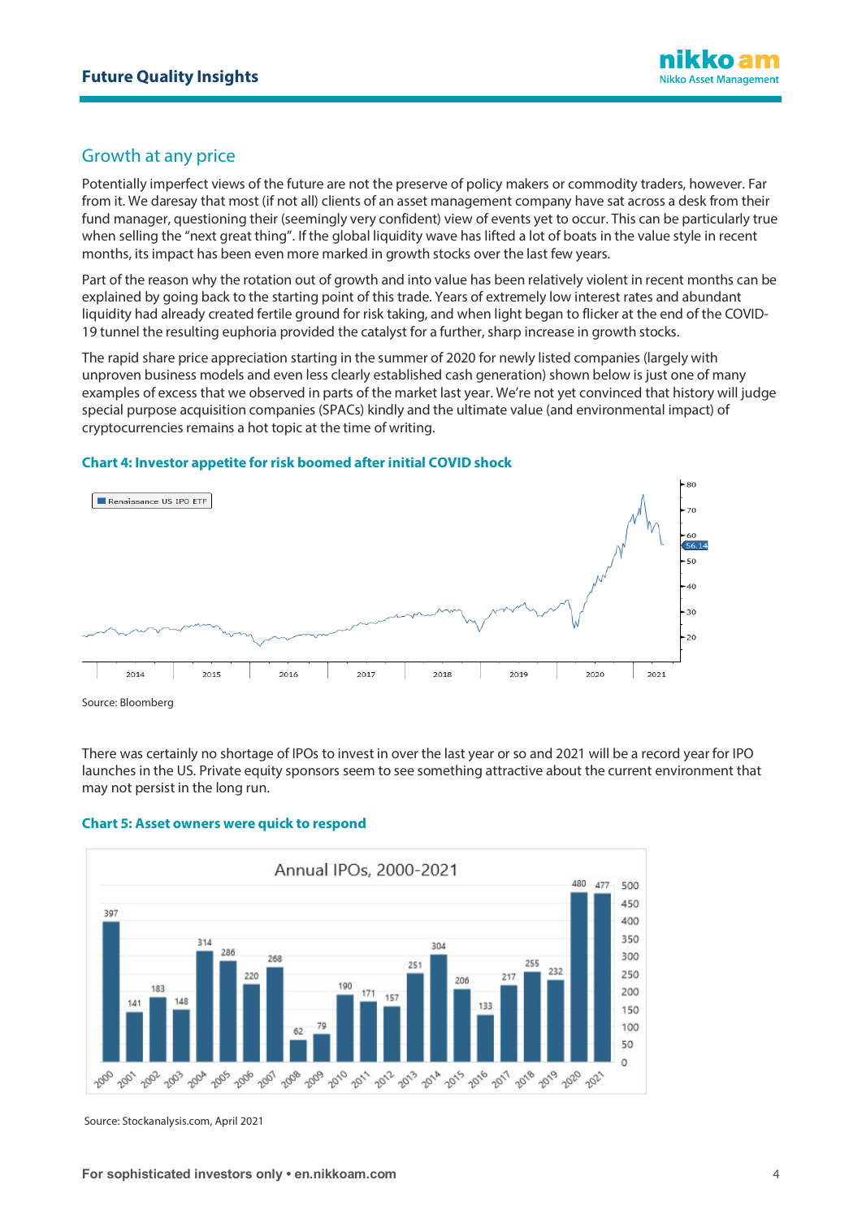## Growth at any price

Potentially imperfect views of the future are not the preserve of policy makers or commodity traders, however. Far from it. We daresay that most (if not all) clients of an asset management company have sat across a desk from their fund manager, questioning their (seemingly very confident) view of events yet to occur. This can be particularly true when selling the "next great thing". If the global liquidity wave has lifted a lot of boats in the value style in recent months, its impact has been even more marked in growth stocks over the last few years.

Part of the reason why the rotation out of growth and into value has been relatively violent in recent months can be explained by going back to the starting point of this trade. Years of extremely low interest rates and abundant liquidity had already created fertile ground for risk taking, and when light began to flicker at the end of the COVID-19 tunnel the resulting euphoria provided the catalyst for a further, sharp increase in growth stocks.

The rapid share price appreciation starting in the summer of 2020 for newly listed companies (largely with unproven business models and even less clearly established cash generation) shown below is just one of many examples of excess that we observed in parts of the market last year. We're not yet convinced that history will judge special purpose acquisition companies (SPACs) kindly and the ultimate value (and environmental impact) of cryptocurrencies remains a hot topic at the time of writing.

**Chart 4: Investor appetite for risk boomed after initial COVID shock**

Source: Bloomberg

There was certainly no shortage of IPOs to invest in over the last year or so and 2021 will be a record year for IPO launches in the US. Private equity sponsors seem to see something attractive about the current environment that may not persist in the long run.

**Chart 5: Asset owners were quick to respond**

Source: Stockanalysis.com, April 2021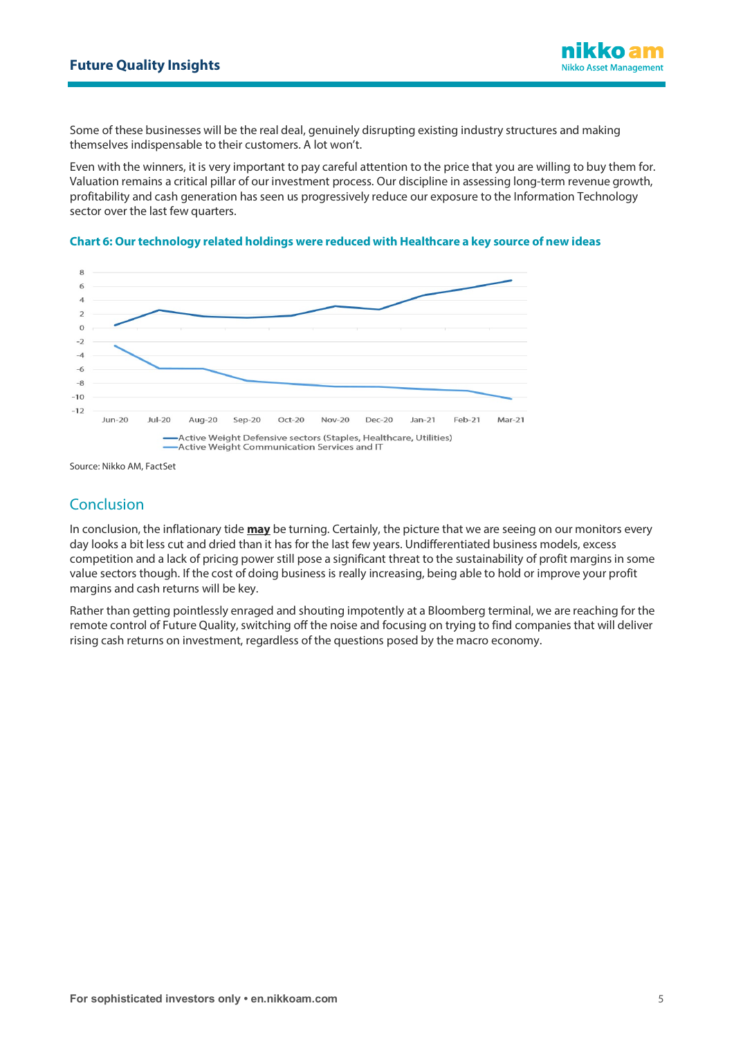Some of these businesses will be the real deal, genuinely disrupting existing industry structures and making themselves indispensable to their customers. A lot won't.

Even with the winners, it is very important to pay careful attention to the price that you are willing to buy them for. Valuation remains a critical pillar of our investment process. Our discipline in assessing long-term revenue growth, profitability and cash generation has seen us progressively reduce our exposure to the Information Technology sector over the last few quarters.

**Chart 6: Our technology related holdings were reduced with Healthcare a key source of new ideas**

Source: Nikko AM, FactSet

## Conclusion

In conclusion, the inflationary tide **may** be turning. Certainly, the picture that we are seeing on our monitors every day looks a bit less cut and dried than it has for the last few years. Undifferentiated business models, excess competition and a lack of pricing power still pose a significant threat to the sustainability of profit margins in some value sectors though. If the cost of doing business is really increasing, being able to hold or improve your profit margins and cash returns will be key.

Rather than getting pointlessly enraged and shouting impotently at a Bloomberg terminal, we are reaching for the remote control of Future Quality, switching off the noise and focusing on trying to find companies that will deliver rising cash returns on investment, regardless of the questions posed by the macro economy.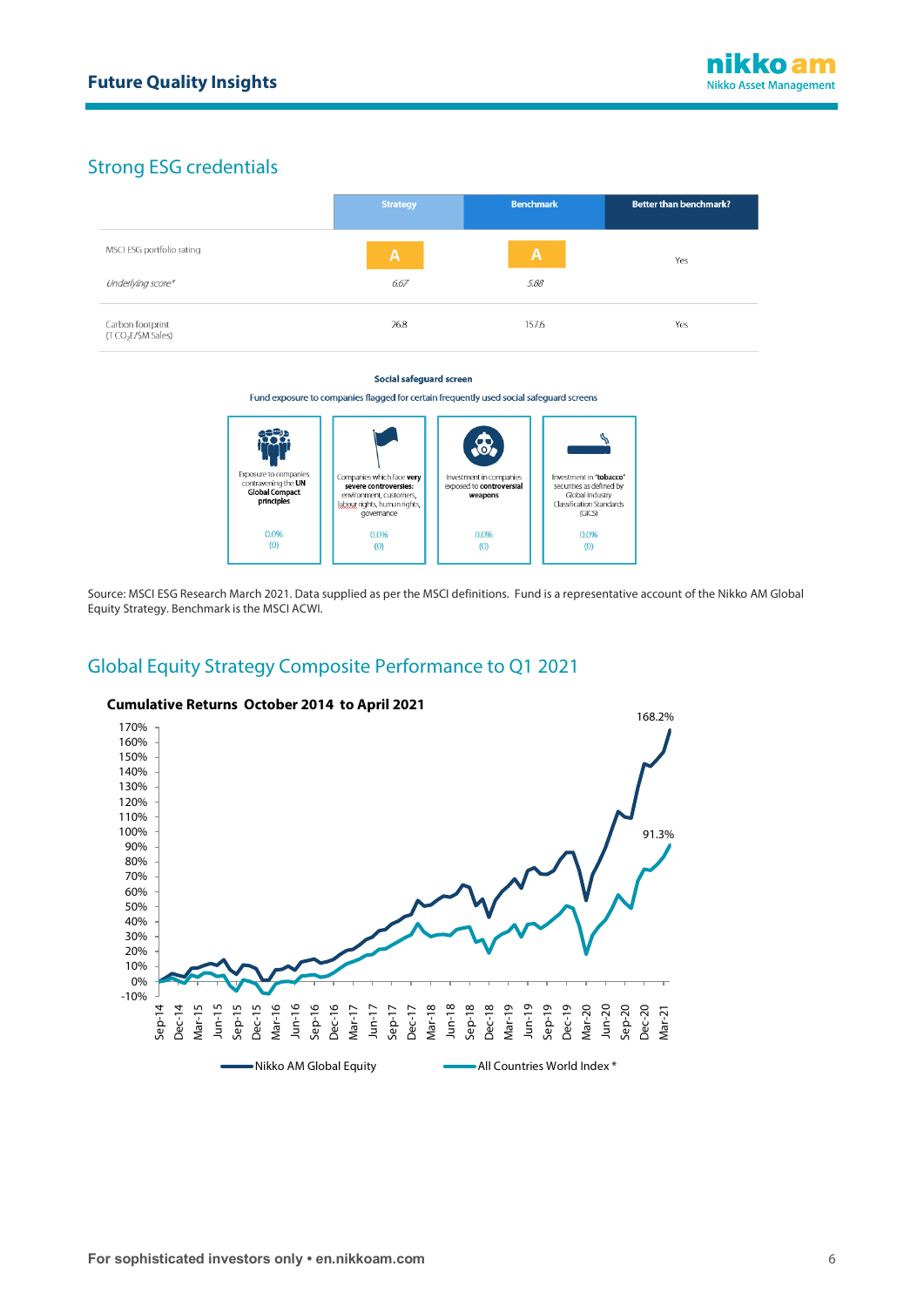## Strong ESG credentials

| | Strategy | Benchmark | Better than benchmark? |
|---|---|---|---|
| MSCI ESG portfolio rating | A | A | Yes |
| *Underlying score\** | *6.67* | *5.88* | |
| Carbon footprint (T $CO_2E$/\$M Sales) | 26.8 | 157.6 | Yes |

**Social safeguard screen**

Fund exposure to companies flagged for certain frequently used social safeguard screens

| Exposure to companies contravening the **UN Global Compact principles** | Companies which face **very severe controversies**: environment, customers, labour rights, human rights, governance | Investment in companies exposed to **controversial weapons** | Investment in "**tobacco**" securities as defined by Global Industry Classification Standards (GICS) |
|---|---|---|---|
| 0.0% (0) | 0.0% (0) | 0.0% (0) | 0.0% (0) |

Source: MSCI ESG Research March 2021. Data supplied as per the MSCI definitions. Fund is a representative account of the Nikko AM Global Equity Strategy. Benchmark is the MSCI ACWI.

## Global Equity Strategy Composite Performance to Q1 2021

**Cumulative Returns October 2014 to April 2021**

Final values: Nikko AM Global Equity 168.2%; All Countries World Index \* 91.3%

Legend: Nikko AM Global Equity; All Countries World Index \*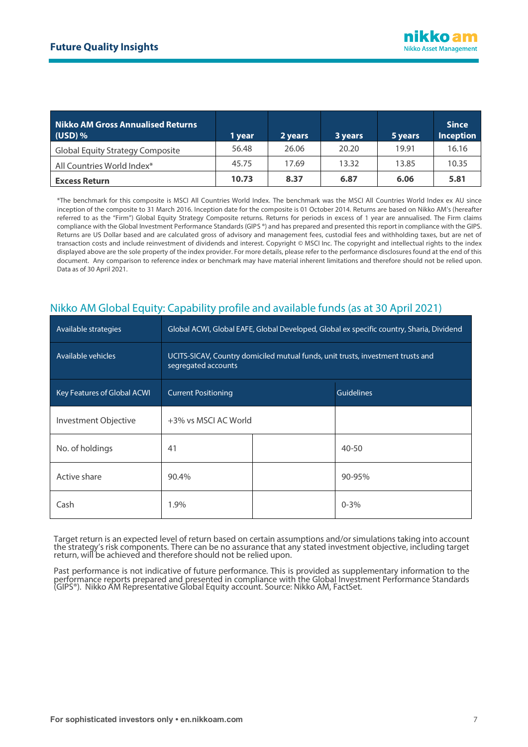| Nikko AM Gross Annualised Returns (USD) % | 1 year | 2 years | 3 years | 5 years | Since Inception |
|---|---|---|---|---|---|
| Global Equity Strategy Composite | 56.48 | 26.06 | 20.20 | 19.91 | 16.16 |
| All Countries World Index* | 45.75 | 17.69 | 13.32 | 13.85 | 10.35 |
| **Excess Return** | **10.73** | **8.37** | **6.87** | **6.06** | **5.81** |

*The benchmark for this composite is MSCI All Countries World Index. The benchmark was the MSCI All Countries World Index ex AU since inception of the composite to 31 March 2016. Inception date for the composite is 01 October 2014. Returns are based on Nikko AM's (hereafter referred to as the "Firm") Global Equity Strategy Composite returns. Returns for periods in excess of 1 year are annualised. The Firm claims compliance with the Global Investment Performance Standards (GIPS ®) and has prepared and presented this report in compliance with the GIPS. Returns are US Dollar based and are calculated gross of advisory and management fees, custodial fees and withholding taxes, but are net of transaction costs and include reinvestment of dividends and interest. Copyright © MSCI Inc. The copyright and intellectual rights to the index displayed above are the sole property of the index provider. For more details, please refer to the performance disclosures found at the end of this document. Any comparison to reference index or benchmark may have material inherent limitations and therefore should not be relied upon. Data as of 30 April 2021.

## Nikko AM Global Equity: Capability profile and available funds (as at 30 April 2021)

| Available strategies | Global ACWI, Global EAFE, Global Developed, Global ex specific country, Sharia, Dividend | | |
|---|---|---|---|
| Available vehicles | UCITS-SICAV, Country domiciled mutual funds, unit trusts, investment trusts and segregated accounts | | |
| Key Features of Global ACWI | Current Positioning | | Guidelines |
| Investment Objective | +3% vs MSCI AC World | | |
| No. of holdings | 41 | | 40-50 |
| Active share | 90.4% | | 90-95% |
| Cash | 1.9% | | 0-3% |

Target return is an expected level of return based on certain assumptions and/or simulations taking into account the strategy's risk components. There can be no assurance that any stated investment objective, including target return, will be achieved and therefore should not be relied upon.

Past performance is not indicative of future performance. This is provided as supplementary information to the performance reports prepared and presented in compliance with the Global Investment Performance Standards (GIPS®). Nikko AM Representative Global Equity account. Source: Nikko AM, FactSet.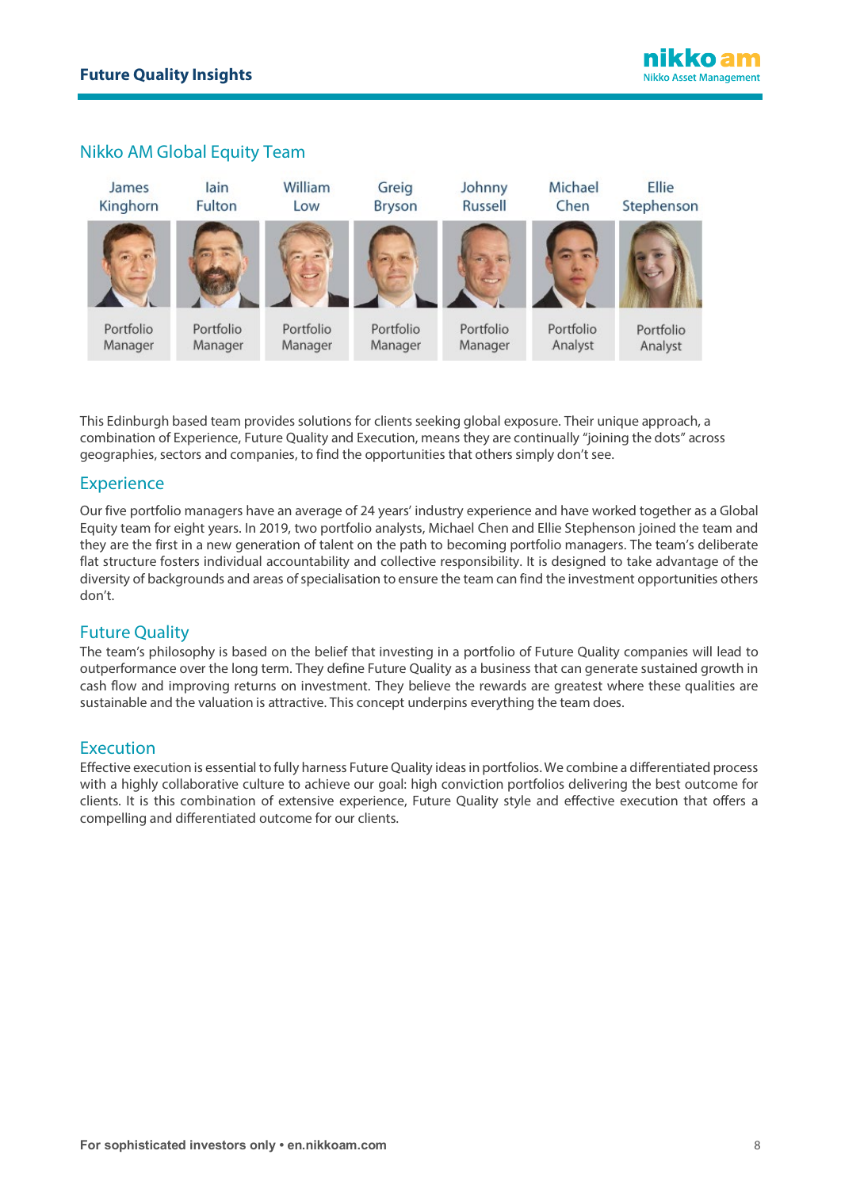## Nikko AM Global Equity Team

| James Kinghorn | Iain Fulton | William Low | Greig Bryson | Johnny Russell | Michael Chen | Ellie Stephenson |
|---|---|---|---|---|---|---|
| Portfolio Manager | Portfolio Manager | Portfolio Manager | Portfolio Manager | Portfolio Manager | Portfolio Analyst | Portfolio Analyst |

This Edinburgh based team provides solutions for clients seeking global exposure. Their unique approach, a combination of Experience, Future Quality and Execution, means they are continually "joining the dots" across geographies, sectors and companies, to find the opportunities that others simply don't see.

## Experience

Our five portfolio managers have an average of 24 years' industry experience and have worked together as a Global Equity team for eight years. In 2019, two portfolio analysts, Michael Chen and Ellie Stephenson joined the team and they are the first in a new generation of talent on the path to becoming portfolio managers. The team's deliberate flat structure fosters individual accountability and collective responsibility. It is designed to take advantage of the diversity of backgrounds and areas of specialisation to ensure the team can find the investment opportunities others don't.

## Future Quality

The team's philosophy is based on the belief that investing in a portfolio of Future Quality companies will lead to outperformance over the long term. They define Future Quality as a business that can generate sustained growth in cash flow and improving returns on investment. They believe the rewards are greatest where these qualities are sustainable and the valuation is attractive. This concept underpins everything the team does.

## Execution

Effective execution is essential to fully harness Future Quality ideas in portfolios. We combine a differentiated process with a highly collaborative culture to achieve our goal: high conviction portfolios delivering the best outcome for clients. It is this combination of extensive experience, Future Quality style and effective execution that offers a compelling and differentiated outcome for our clients.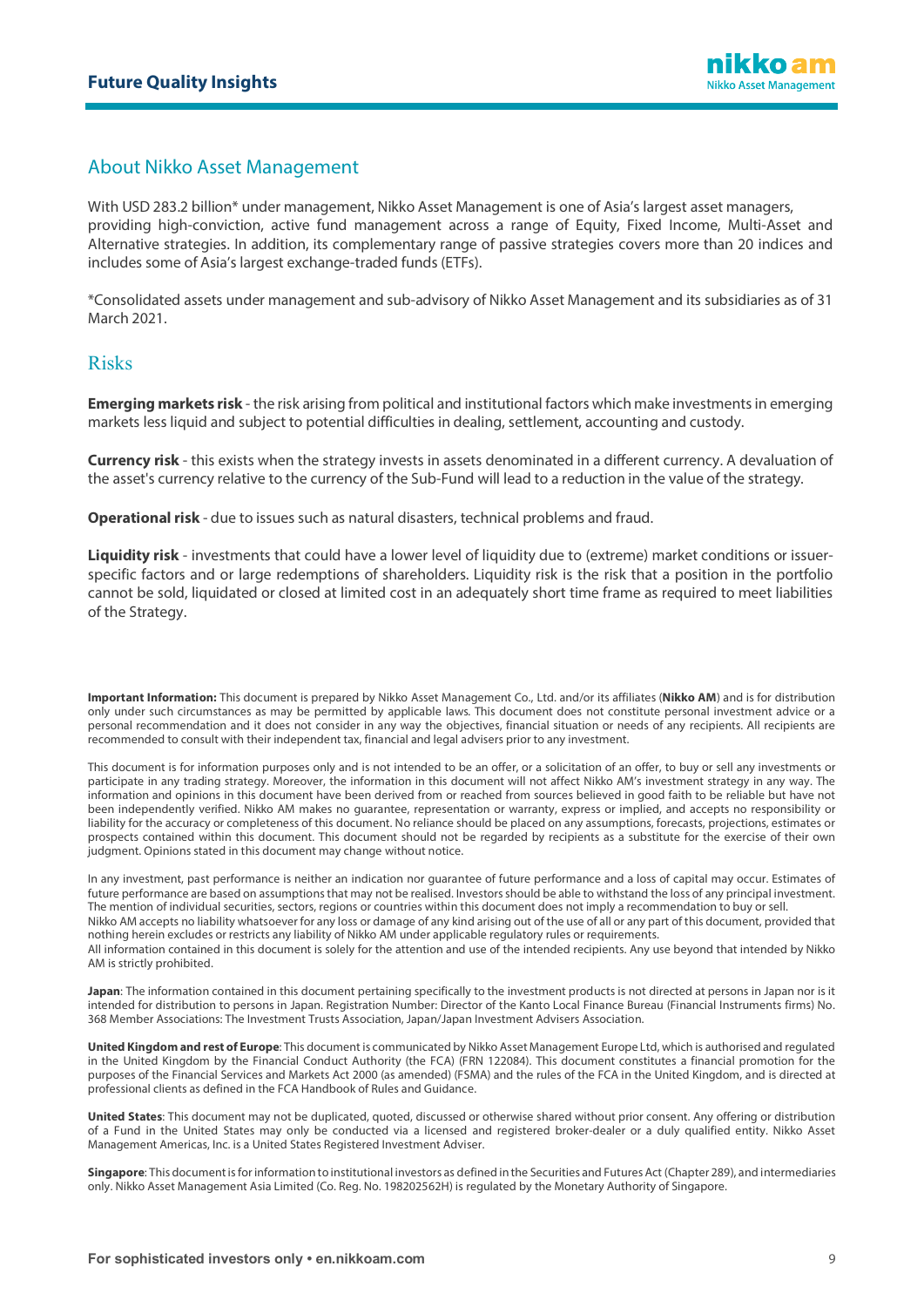## About Nikko Asset Management

With USD 283.2 billion* under management, Nikko Asset Management is one of Asia's largest asset managers, providing high-conviction, active fund management across a range of Equity, Fixed Income, Multi-Asset and Alternative strategies. In addition, its complementary range of passive strategies covers more than 20 indices and includes some of Asia's largest exchange-traded funds (ETFs).

*Consolidated assets under management and sub-advisory of Nikko Asset Management and its subsidiaries as of 31 March 2021.

## Risks

**Emerging markets risk** - the risk arising from political and institutional factors which make investments in emerging markets less liquid and subject to potential difficulties in dealing, settlement, accounting and custody.

**Currency risk** - this exists when the strategy invests in assets denominated in a different currency. A devaluation of the asset's currency relative to the currency of the Sub-Fund will lead to a reduction in the value of the strategy.

**Operational risk** - due to issues such as natural disasters, technical problems and fraud.

**Liquidity risk** - investments that could have a lower level of liquidity due to (extreme) market conditions or issuer-specific factors and or large redemptions of shareholders. Liquidity risk is the risk that a position in the portfolio cannot be sold, liquidated or closed at limited cost in an adequately short time frame as required to meet liabilities of the Strategy.

**Important Information:** This document is prepared by Nikko Asset Management Co., Ltd. and/or its affiliates (**Nikko AM**) and is for distribution only under such circumstances as may be permitted by applicable laws. This document does not constitute personal investment advice or a personal recommendation and it does not consider in any way the objectives, financial situation or needs of any recipients. All recipients are recommended to consult with their independent tax, financial and legal advisers prior to any investment.

This document is for information purposes only and is not intended to be an offer, or a solicitation of an offer, to buy or sell any investments or participate in any trading strategy. Moreover, the information in this document will not affect Nikko AM's investment strategy in any way. The information and opinions in this document have been derived from or reached from sources believed in good faith to be reliable but have not been independently verified. Nikko AM makes no guarantee, representation or warranty, express or implied, and accepts no responsibility or liability for the accuracy or completeness of this document. No reliance should be placed on any assumptions, forecasts, projections, estimates or prospects contained within this document. This document should not be regarded by recipients as a substitute for the exercise of their own judgment. Opinions stated in this document may change without notice.

In any investment, past performance is neither an indication nor guarantee of future performance and a loss of capital may occur. Estimates of future performance are based on assumptions that may not be realised. Investors should be able to withstand the loss of any principal investment. The mention of individual securities, sectors, regions or countries within this document does not imply a recommendation to buy or sell.
Nikko AM accepts no liability whatsoever for any loss or damage of any kind arising out of the use of all or any part of this document, provided that nothing herein excludes or restricts any liability of Nikko AM under applicable regulatory rules or requirements.
All information contained in this document is solely for the attention and use of the intended recipients. Any use beyond that intended by Nikko AM is strictly prohibited.

**Japan**: The information contained in this document pertaining specifically to the investment products is not directed at persons in Japan nor is it intended for distribution to persons in Japan. Registration Number: Director of the Kanto Local Finance Bureau (Financial Instruments firms) No. 368 Member Associations: The Investment Trusts Association, Japan/Japan Investment Advisers Association.

**United Kingdom and rest of Europe**: This document is communicated by Nikko Asset Management Europe Ltd, which is authorised and regulated in the United Kingdom by the Financial Conduct Authority (the FCA) (FRN 122084). This document constitutes a financial promotion for the purposes of the Financial Services and Markets Act 2000 (as amended) (FSMA) and the rules of the FCA in the United Kingdom, and is directed at professional clients as defined in the FCA Handbook of Rules and Guidance.

**United States**: This document may not be duplicated, quoted, discussed or otherwise shared without prior consent. Any offering or distribution of a Fund in the United States may only be conducted via a licensed and registered broker-dealer or a duly qualified entity. Nikko Asset Management Americas, Inc. is a United States Registered Investment Adviser.

**Singapore**: This document is for information to institutional investors as defined in the Securities and Futures Act (Chapter 289), and intermediaries only. Nikko Asset Management Asia Limited (Co. Reg. No. 198202562H) is regulated by the Monetary Authority of Singapore.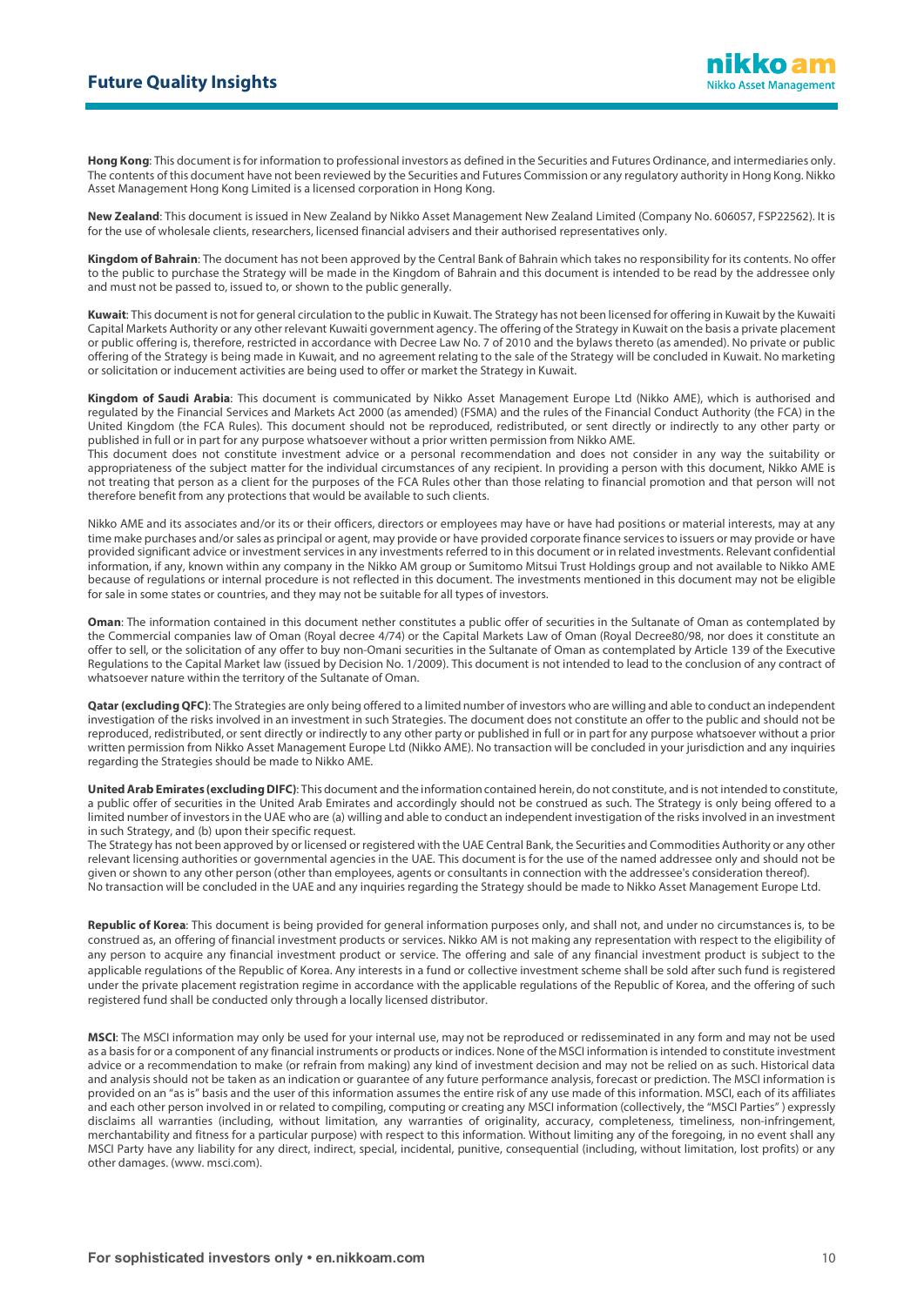**Hong Kong**: This document is for information to professional investors as defined in the Securities and Futures Ordinance, and intermediaries only. The contents of this document have not been reviewed by the Securities and Futures Commission or any regulatory authority in Hong Kong. Nikko Asset Management Hong Kong Limited is a licensed corporation in Hong Kong.

**New Zealand**: This document is issued in New Zealand by Nikko Asset Management New Zealand Limited (Company No. 606057, FSP22562). It is for the use of wholesale clients, researchers, licensed financial advisers and their authorised representatives only.

**Kingdom of Bahrain**: The document has not been approved by the Central Bank of Bahrain which takes no responsibility for its contents. No offer to the public to purchase the Strategy will be made in the Kingdom of Bahrain and this document is intended to be read by the addressee only and must not be passed to, issued to, or shown to the public generally.

**Kuwait**: This document is not for general circulation to the public in Kuwait. The Strategy has not been licensed for offering in Kuwait by the Kuwaiti Capital Markets Authority or any other relevant Kuwaiti government agency. The offering of the Strategy in Kuwait on the basis a private placement or public offering is, therefore, restricted in accordance with Decree Law No. 7 of 2010 and the bylaws thereto (as amended). No private or public offering of the Strategy is being made in Kuwait, and no agreement relating to the sale of the Strategy will be concluded in Kuwait. No marketing or solicitation or inducement activities are being used to offer or market the Strategy in Kuwait.

**Kingdom of Saudi Arabia**: This document is communicated by Nikko Asset Management Europe Ltd (Nikko AME), which is authorised and regulated by the Financial Services and Markets Act 2000 (as amended) (FSMA) and the rules of the Financial Conduct Authority (the FCA) in the United Kingdom (the FCA Rules). This document should not be reproduced, redistributed, or sent directly or indirectly to any other party or published in full or in part for any purpose whatsoever without a prior written permission from Nikko AME.
This document does not constitute investment advice or a personal recommendation and does not consider in any way the suitability or appropriateness of the subject matter for the individual circumstances of any recipient. In providing a person with this document, Nikko AME is not treating that person as a client for the purposes of the FCA Rules other than those relating to financial promotion and that person will not therefore benefit from any protections that would be available to such clients.

Nikko AME and its associates and/or its or their officers, directors or employees may have or have had positions or material interests, may at any time make purchases and/or sales as principal or agent, may provide or have provided corporate finance services to issuers or may provide or have provided significant advice or investment services in any investments referred to in this document or in related investments. Relevant confidential information, if any, known within any company in the Nikko AM group or Sumitomo Mitsui Trust Holdings group and not available to Nikko AME because of regulations or internal procedure is not reflected in this document. The investments mentioned in this document may not be eligible for sale in some states or countries, and they may not be suitable for all types of investors.

**Oman**: The information contained in this document nether constitutes a public offer of securities in the Sultanate of Oman as contemplated by the Commercial companies law of Oman (Royal decree 4/74) or the Capital Markets Law of Oman (Royal Decree80/98, nor does it constitute an offer to sell, or the solicitation of any offer to buy non-Omani securities in the Sultanate of Oman as contemplated by Article 139 of the Executive Regulations to the Capital Market law (issued by Decision No. 1/2009). This document is not intended to lead to the conclusion of any contract of whatsoever nature within the territory of the Sultanate of Oman.

**Qatar (excluding QFC)**: The Strategies are only being offered to a limited number of investors who are willing and able to conduct an independent investigation of the risks involved in an investment in such Strategies. The document does not constitute an offer to the public and should not be reproduced, redistributed, or sent directly or indirectly to any other party or published in full or in part for any purpose whatsoever without a prior written permission from Nikko Asset Management Europe Ltd (Nikko AME). No transaction will be concluded in your jurisdiction and any inquiries regarding the Strategies should be made to Nikko AME.

**United Arab Emirates (excluding DIFC)**: This document and the information contained herein, do not constitute, and is not intended to constitute, a public offer of securities in the United Arab Emirates and accordingly should not be construed as such. The Strategy is only being offered to a limited number of investors in the UAE who are (a) willing and able to conduct an independent investigation of the risks involved in an investment in such Strategy, and (b) upon their specific request.
The Strategy has not been approved by or licensed or registered with the UAE Central Bank, the Securities and Commodities Authority or any other relevant licensing authorities or governmental agencies in the UAE. This document is for the use of the named addressee only and should not be given or shown to any other person (other than employees, agents or consultants in connection with the addressee's consideration thereof).
No transaction will be concluded in the UAE and any inquiries regarding the Strategy should be made to Nikko Asset Management Europe Ltd.

**Republic of Korea**: This document is being provided for general information purposes only, and shall not, and under no circumstances is, to be construed as, an offering of financial investment products or services. Nikko AM is not making any representation with respect to the eligibility of any person to acquire any financial investment product or service. The offering and sale of any financial investment product is subject to the applicable regulations of the Republic of Korea. Any interests in a fund or collective investment scheme shall be sold after such fund is registered under the private placement registration regime in accordance with the applicable regulations of the Republic of Korea, and the offering of such registered fund shall be conducted only through a locally licensed distributor.

**MSCI**: The MSCI information may only be used for your internal use, may not be reproduced or redisseminated in any form and may not be used as a basis for or a component of any financial instruments or products or indices. None of the MSCI information is intended to constitute investment advice or a recommendation to make (or refrain from making) any kind of investment decision and may not be relied on as such. Historical data and analysis should not be taken as an indication or guarantee of any future performance analysis, forecast or prediction. The MSCI information is provided on an "as is" basis and the user of this information assumes the entire risk of any use made of this information. MSCI, each of its affiliates and each other person involved in or related to compiling, computing or creating any MSCI information (collectively, the "MSCI Parties" ) expressly disclaims all warranties (including, without limitation, any warranties of originality, accuracy, completeness, timeliness, non-infringement, merchantability and fitness for a particular purpose) with respect to this information. Without limiting any of the foregoing, in no event shall any MSCI Party have any liability for any direct, indirect, special, incidental, punitive, consequential (including, without limitation, lost profits) or any other damages. (www. msci.com).